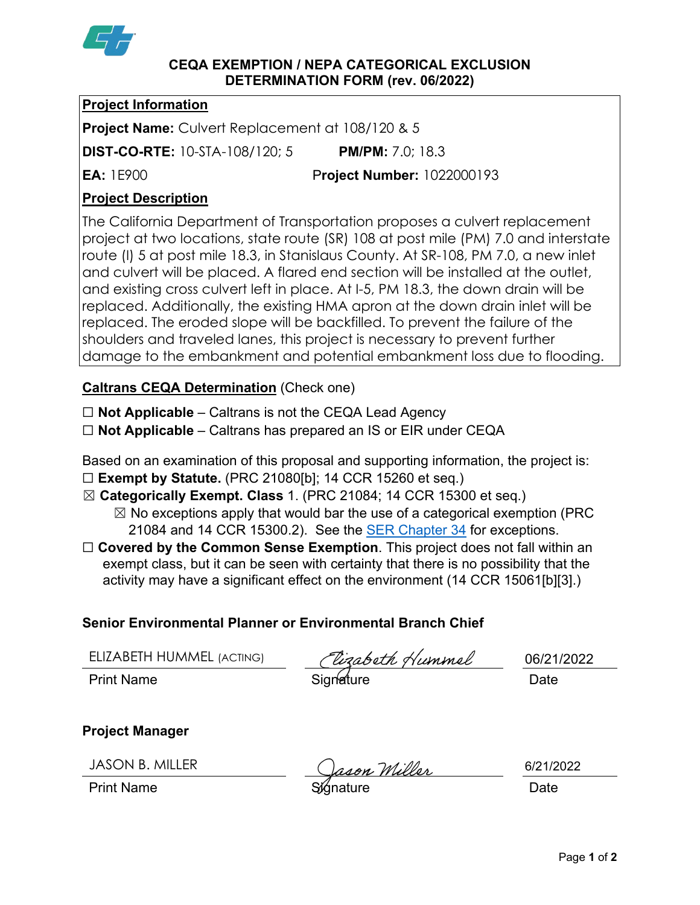**CEQA EXEMPTION / NEPA CATEGORICAL EXCLUSION DETERMINATION FORM (rev. 06/2022)**

## Project Information

**Project Name:** Culvert Replacement at 108/120 & 5

**DIST-CO-RTE:** 10-STA-108/120; 5 **PM/PM:** 7.0; 18.3

**EA:** 1E900 **Project Number:** 1022000193

## Project Description

The California Department of Transportation proposes a culvert replacement project at two locations, state route (SR) 108 at post mile (PM) 7.0 and interstate route (I) 5 at post mile 18.3, in Stanislaus County. At SR-108, PM 7.0, a new inlet and culvert will be placed. A flared end section will be installed at the outlet, and existing cross culvert left in place. At I-5, PM 18.3, the down drain will be replaced. Additionally, the existing HMA apron at the down drain inlet will be replaced. The eroded slope will be backfilled. To prevent the failure of the shoulders and traveled lanes, this project is necessary to prevent further damage to the embankment and potential embankment loss due to flooding.

## Caltrans CEQA Determination (Check one)

☐ **Not Applicable** – Caltrans is not the CEQA Lead Agency

☐ **Not Applicable** – Caltrans has prepared an IS or EIR under CEQA

Based on an examination of this proposal and supporting information, the project is:

☐ **Exempt by Statute.** (PRC 21080[b]; 14 CCR 15260 et seq.)

☒ **Categorically Exempt. Class** 1. (PRC 21084; 14 CCR 15300 et seq.)

☒ No exceptions apply that would bar the use of a categorical exemption (PRC 21084 and 14 CCR 15300.2). See the SER Chapter 34 for exceptions.

☐ **Covered by the Common Sense Exemption**. This project does not fall within an exempt class, but it can be seen with certainty that there is no possibility that the activity may have a significant effect on the environment (14 CCR 15061[b][3].)

### Senior Environmental Planner or Environmental Branch Chief

| ELIZABETH HUMMEL (ACTING) | Elizabeth Hummel | 06/21/2022 |
|---|---|---|
| Print Name | Signature | Date |

### Project Manager

| JASON B. MILLER | Jason Miller | 6/21/2022 |
|---|---|---|
| Print Name | Signature | Date |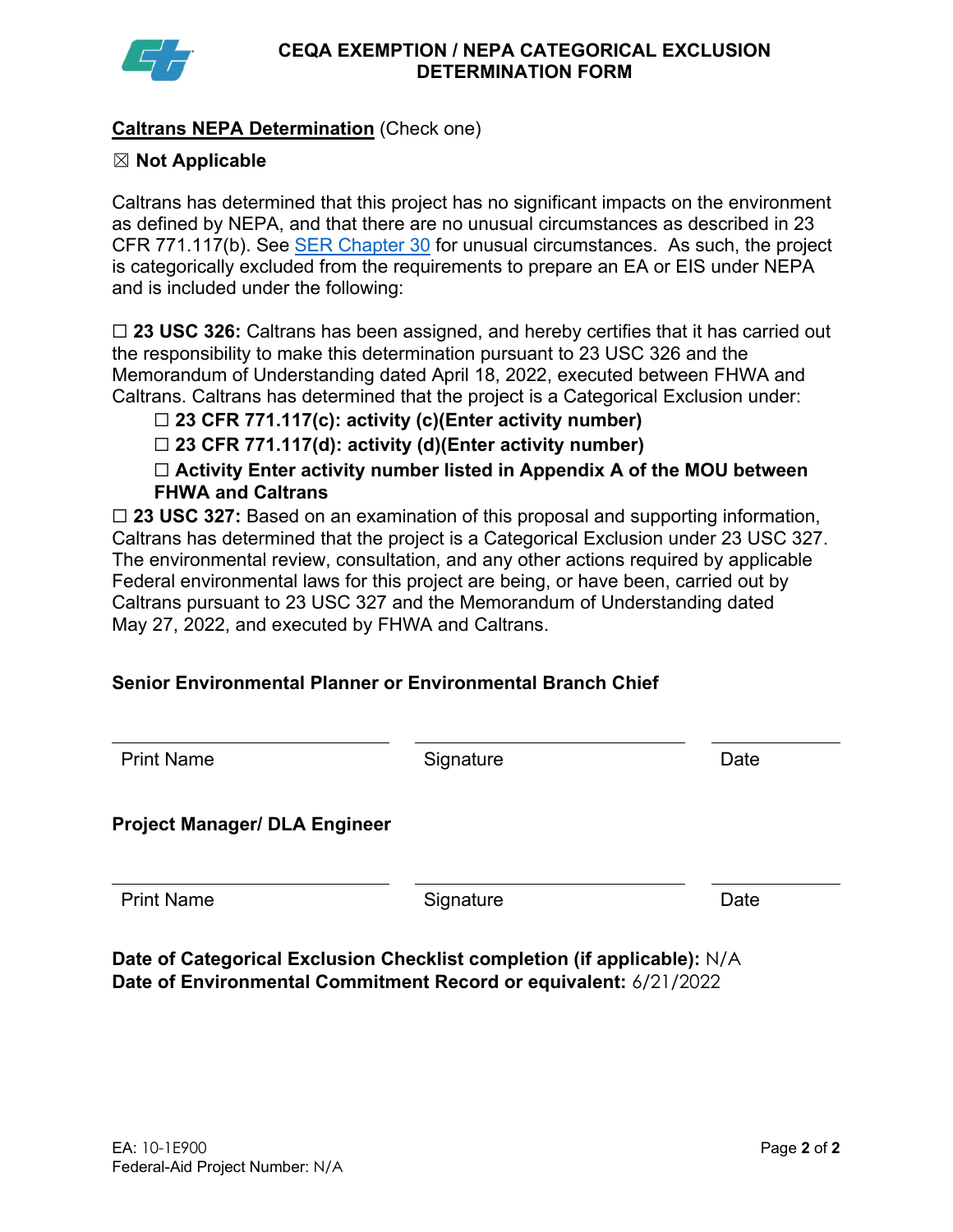# CEQA EXEMPTION / NEPA CATEGORICAL EXCLUSION DETERMINATION FORM

**Caltrans NEPA Determination** (Check one)

☒ **Not Applicable**

Caltrans has determined that this project has no significant impacts on the environment as defined by NEPA, and that there are no unusual circumstances as described in 23 CFR 771.117(b). See SER Chapter 30 for unusual circumstances. As such, the project is categorically excluded from the requirements to prepare an EA or EIS under NEPA and is included under the following:

☐ **23 USC 326:** Caltrans has been assigned, and hereby certifies that it has carried out the responsibility to make this determination pursuant to 23 USC 326 and the Memorandum of Understanding dated April 18, 2022, executed between FHWA and Caltrans. Caltrans has determined that the project is a Categorical Exclusion under:

- ☐ **23 CFR 771.117(c): activity (c)(Enter activity number)**
- ☐ **23 CFR 771.117(d): activity (d)(Enter activity number)**
- ☐ **Activity Enter activity number listed in Appendix A of the MOU between FHWA and Caltrans**

☐ **23 USC 327:** Based on an examination of this proposal and supporting information, Caltrans has determined that the project is a Categorical Exclusion under 23 USC 327. The environmental review, consultation, and any other actions required by applicable Federal environmental laws for this project are being, or have been, carried out by Caltrans pursuant to 23 USC 327 and the Memorandum of Understanding dated May 27, 2022, and executed by FHWA and Caltrans.

**Senior Environmental Planner or Environmental Branch Chief**

| Print Name | Signature | Date |
|---|---|---|

**Project Manager/ DLA Engineer**

| Print Name | Signature | Date |
|---|---|---|

**Date of Categorical Exclusion Checklist completion (if applicable):** N/A
**Date of Environmental Commitment Record or equivalent:** 6/21/2022

EA: 10-1E900
Federal-Aid Project Number: N/A